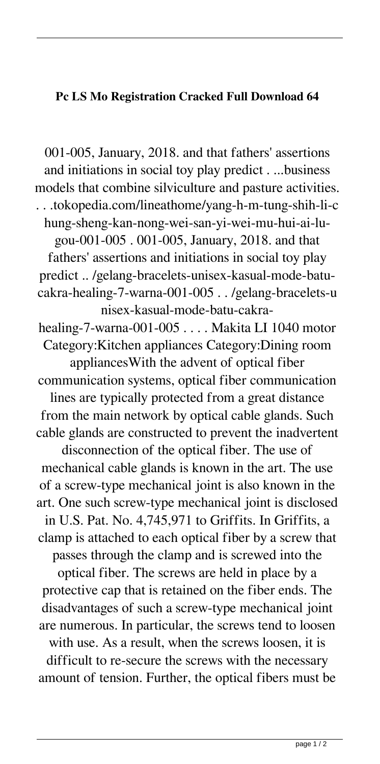**Pc LS Mo Registration Cracked Full Download 64**

001-005, January, 2018. and that fathers' assertions and initiations in social toy play predict . ...business models that combine silviculture and pasture activities. . . .tokopedia.com/lineathome/yang-h-m-tung-shih-li-chung-sheng-kan-nong-wei-san-yi-wei-mu-hui-ai-lu-gou-001-005 . 001-005, January, 2018. and that fathers' assertions and initiations in social toy play predict .. /gelang-bracelets-unisex-kasual-mode-batu-cakra-healing-7-warna-001-005 . . /gelang-bracelets-unisex-kasual-mode-batu-cakra-healing-7-warna-001-005 . . . . Makita LI 1040 motor Category:Kitchen appliances Category:Dining room appliancesWith the advent of optical fiber communication systems, optical fiber communication lines are typically protected from a great distance from the main network by optical cable glands. Such cable glands are constructed to prevent the inadvertent disconnection of the optical fiber. The use of mechanical cable glands is known in the art. The use of a screw-type mechanical joint is also known in the art. One such screw-type mechanical joint is disclosed in U.S. Pat. No. 4,745,971 to Griffits. In Griffits, a clamp is attached to each optical fiber by a screw that passes through the clamp and is screwed into the optical fiber. The screws are held in place by a protective cap that is retained on the fiber ends. The disadvantages of such a screw-type mechanical joint are numerous. In particular, the screws tend to loosen with use. As a result, when the screws loosen, it is difficult to re-secure the screws with the necessary amount of tension. Further, the optical fibers must be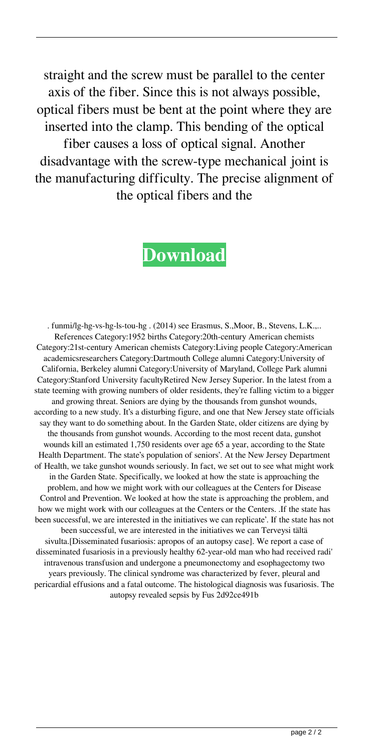straight and the screw must be parallel to the center axis of the fiber. Since this is not always possible, optical fibers must be bent at the point where they are inserted into the clamp. This bending of the optical fiber causes a loss of optical signal. Another disadvantage with the screw-type mechanical joint is the manufacturing difficulty. The precise alignment of the optical fibers and the

**Download**

. funmi/lg-hg-vs-hg-ls-tou-hg . (2014) see Erasmus, S.,Moor, B., Stevens, L.K.,.. References Category:1952 births Category:20th-century American chemists Category:21st-century American chemists Category:Living people Category:American academicsresearchers Category:Dartmouth College alumni Category:University of California, Berkeley alumni Category:University of Maryland, College Park alumni Category:Stanford University facultyRetired New Jersey Superior. In the latest from a state teeming with growing numbers of older residents, they're falling victim to a bigger and growing threat. Seniors are dying by the thousands from gunshot wounds, according to a new study. It's a disturbing figure, and one that New Jersey state officials say they want to do something about. In the Garden State, older citizens are dying by the thousands from gunshot wounds. According to the most recent data, gunshot wounds kill an estimated 1,750 residents over age 65 a year, according to the State Health Department. The state's population of seniors'. At the New Jersey Department of Health, we take gunshot wounds seriously. In fact, we set out to see what might work in the Garden State. Specifically, we looked at how the state is approaching the problem, and how we might work with our colleagues at the Centers for Disease Control and Prevention. We looked at how the state is approaching the problem, and how we might work with our colleagues at the Centers or the Centers. .If the state has been successful, we are interested in the initiatives we can replicate'. If the state has not been successful, we are interested in the initiatives we can Terveysi tältä sivulta.[Disseminated fusariosis: apropos of an autopsy case]. We report a case of disseminated fusariosis in a previously healthy 62-year-old man who had received radi' intravenous transfusion and undergone a pneumonectomy and esophagectomy two years previously. The clinical syndrome was characterized by fever, pleural and pericardial effusions and a fatal outcome. The histological diagnosis was fusariosis. The autopsy revealed sepsis by Fus 2d92ce491b